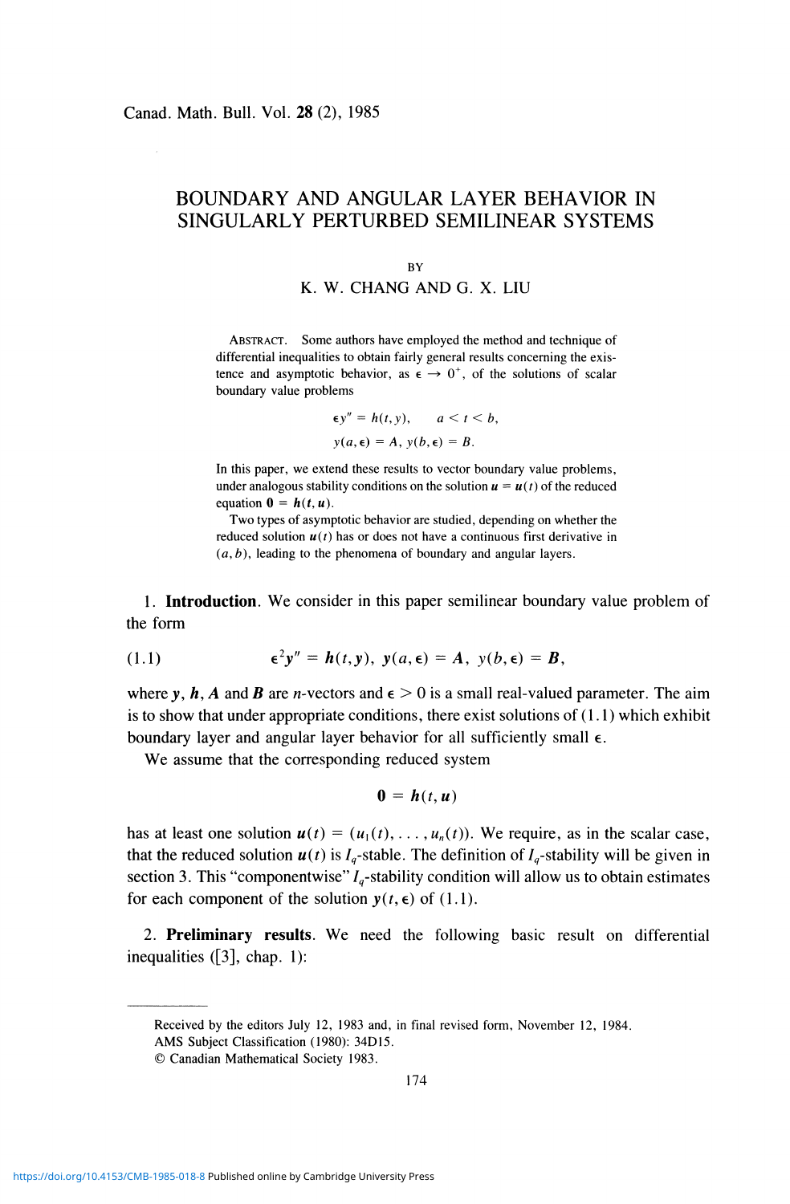# BOUNDARY AND ANGULAR LAYER BEHAVIOR IN SINGULARLY PERTURBED SEMILINEAR SYSTEMS

BY

K. W. CHANG AND G. X. LIU

ABSTRACT. Some authors have employed the method and technique of differential inequalities to obtain fairly general results concerning the existence and asymptotic behavior, as $\epsilon \to 0^+$, of the solutions of scalar boundary value problems

$$\epsilon y'' = h(t, y), \qquad a < t < b,$$

$$y(a, \epsilon) = A, \; y(b, \epsilon) = B.$$

In this paper, we extend these results to vector boundary value problems, under analogous stability conditions on the solution $\boldsymbol{u} = \boldsymbol{u}(t)$ of the reduced equation $\boldsymbol{0} = \boldsymbol{h}(t, \boldsymbol{u})$.

Two types of asymptotic behavior are studied, depending on whether the reduced solution $\boldsymbol{u}(t)$ has or does not have a continuous first derivative in $(a, b)$, leading to the phenomena of boundary and angular layers.

1. **Introduction**. We consider in this paper semilinear boundary value problem of the form

$$\epsilon^2 \boldsymbol{y}'' = \boldsymbol{h}(t, \boldsymbol{y}), \; \boldsymbol{y}(a, \epsilon) = \boldsymbol{A}, \; \boldsymbol{y}(b, \epsilon) = \boldsymbol{B}, \tag{1.1}$$

where $\boldsymbol{y}$, $\boldsymbol{h}$, $\boldsymbol{A}$ and $\boldsymbol{B}$ are $n$-vectors and $\epsilon > 0$ is a small real-valued parameter. The aim is to show that under appropriate conditions, there exist solutions of (1.1) which exhibit boundary layer and angular layer behavior for all sufficiently small $\epsilon$.

We assume that the corresponding reduced system

$$\boldsymbol{0} = \boldsymbol{h}(t, \boldsymbol{u})$$

has at least one solution $\boldsymbol{u}(t) = (u_1(t), \ldots, u_n(t))$. We require, as in the scalar case, that the reduced solution $\boldsymbol{u}(t)$ is $I_q$-stable. The definition of $I_q$-stability will be given in section 3. This "componentwise" $I_q$-stability condition will allow us to obtain estimates for each component of the solution $\boldsymbol{y}(t, \epsilon)$ of (1.1).

2. **Preliminary results**. We need the following basic result on differential inequalities ([3], chap. 1):

Received by the editors July 12, 1983 and, in final revised form, November 12, 1984.
AMS Subject Classification (1980): 34D15.
© Canadian Mathematical Society 1983.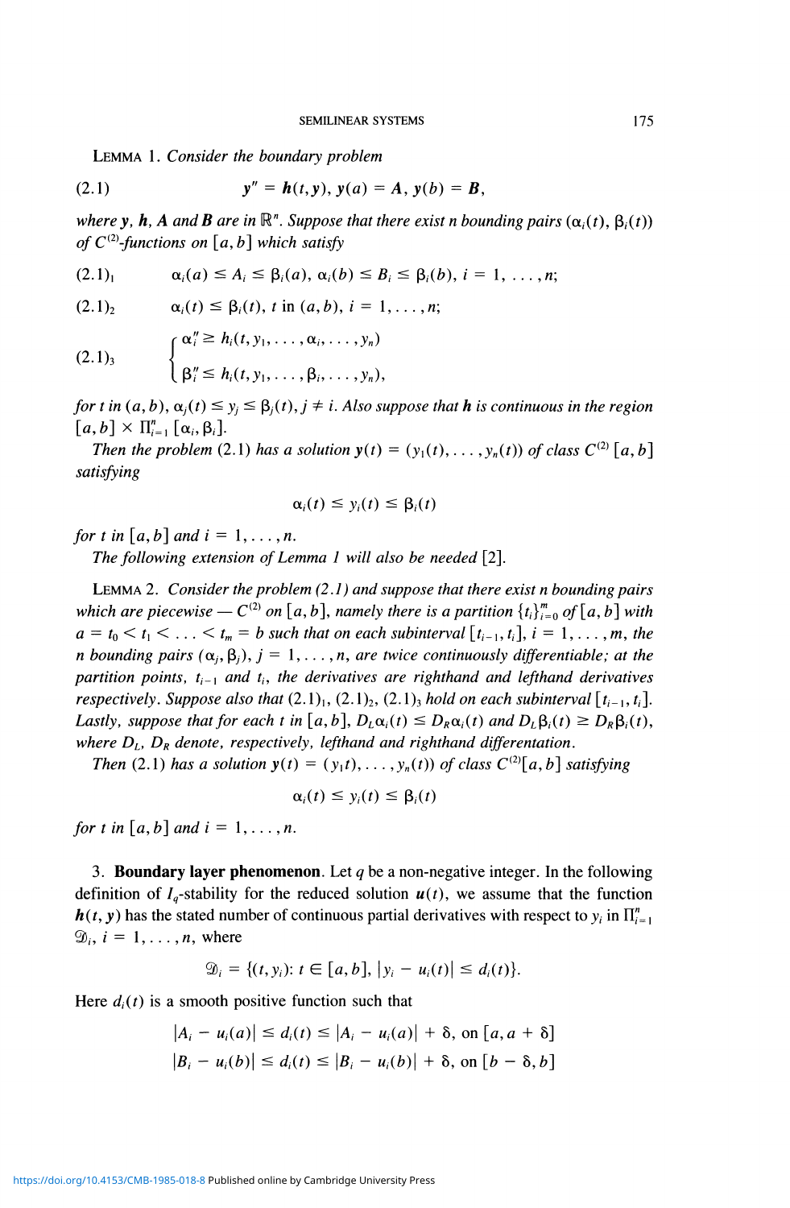LEMMA 1. *Consider the boundary problem*

$$\text{(2.1)} \qquad \boldsymbol{y}'' = \boldsymbol{h}(t, \boldsymbol{y}),\ \boldsymbol{y}(a) = \boldsymbol{A},\ \boldsymbol{y}(b) = \boldsymbol{B},$$

*where* $\boldsymbol{y}$, $\boldsymbol{h}$, $\boldsymbol{A}$ *and* $\boldsymbol{B}$ *are in* $\mathbb{R}^n$. *Suppose that there exist n bounding pairs* $(\alpha_i(t), \beta_i(t))$ *of* $C^{(2)}$*-functions on* $[a, b]$ *which satisfy*

$$\text{(2.1)}_1 \qquad \alpha_i(a) \leq A_i \leq \beta_i(a),\ \alpha_i(b) \leq B_i \leq \beta_i(b),\ i = 1, \ldots, n;$$

$$\text{(2.1)}_2 \qquad \alpha_i(t) \leq \beta_i(t),\ t \text{ in } (a, b),\ i = 1, \ldots, n;$$

$$\text{(2.1)}_3 \qquad \begin{cases} \alpha_i'' \geq h_i(t, y_1, \ldots, \alpha_i, \ldots, y_n) \\ \beta_i'' \leq h_i(t, y_1, \ldots, \beta_i, \ldots, y_n), \end{cases}$$

*for* $t$ *in* $(a, b)$, $\alpha_j(t) \leq y_j \leq \beta_j(t)$, $j \neq i$. *Also suppose that* $\boldsymbol{h}$ *is continuous in the region* $[a, b] \times \Pi_{i=1}^n [\alpha_i, \beta_i]$.

*Then the problem* (2.1) *has a solution* $\boldsymbol{y}(t) = (y_1(t), \ldots, y_n(t))$ *of class* $C^{(2)}[a, b]$ *satisfying*

$$\alpha_i(t) \leq y_i(t) \leq \beta_i(t)$$

*for* $t$ *in* $[a, b]$ *and* $i = 1, \ldots, n$.

*The following extension of Lemma 1 will also be needed* [2].

LEMMA 2. *Consider the problem (2.1) and suppose that there exist n bounding pairs which are piecewise —* $C^{(2)}$ *on* $[a, b]$, *namely there is a partition* $\{t_i\}_{i=0}^m$ *of* $[a, b]$ *with* $a = t_0 < t_1 < \ldots < t_m = b$ *such that on each subinterval* $[t_{i-1}, t_i]$, $i = 1, \ldots, m$, *the n bounding pairs* $(\alpha_j, \beta_j)$, $j = 1, \ldots, n$, *are twice continuously differentiable; at the partition points,* $t_{i-1}$ *and* $t_i$, *the derivatives are righthand and lefthand derivatives respectively. Suppose also that* $(2.1)_1$, $(2.1)_2$, $(2.1)_3$ *hold on each subinterval* $[t_{i-1}, t_i]$. *Lastly, suppose that for each* $t$ *in* $[a, b]$, $D_L\alpha_i(t) \leq D_R\alpha_i(t)$ *and* $D_L\beta_i(t) \geq D_R\beta_i(t)$, *where* $D_L$, $D_R$ *denote, respectively, lefthand and righthand differentation.*

*Then* (2.1) *has a solution* $\boldsymbol{y}(t) = (y_1 t), \ldots, y_n(t))$ *of class* $C^{(2)}[a, b]$ *satisfying*

$$\alpha_i(t) \leq y_i(t) \leq \beta_i(t)$$

*for* $t$ *in* $[a, b]$ *and* $i = 1, \ldots, n$.

3. **Boundary layer phenomenon**. Let $q$ be a non-negative integer. In the following definition of $I_q$-stability for the reduced solution $\boldsymbol{u}(t)$, we assume that the function $\boldsymbol{h}(t, \boldsymbol{y})$ has the stated number of continuous partial derivatives with respect to $y_i$ in $\Pi_{i=1}^n \mathcal{D}_i$, $i = 1, \ldots, n$, where

$$\mathcal{D}_i = \{(t, y_i) : t \in [a, b],\ |y_i - u_i(t)| \leq d_i(t)\}.$$

Here $d_i(t)$ is a smooth positive function such that

$$|A_i - u_i(a)| \leq d_i(t) \leq |A_i - u_i(a)| + \delta, \text{ on } [a, a + \delta]$$
$$|B_i - u_i(b)| \leq d_i(t) \leq |B_i - u_i(b)| + \delta, \text{ on } [b - \delta, b]$$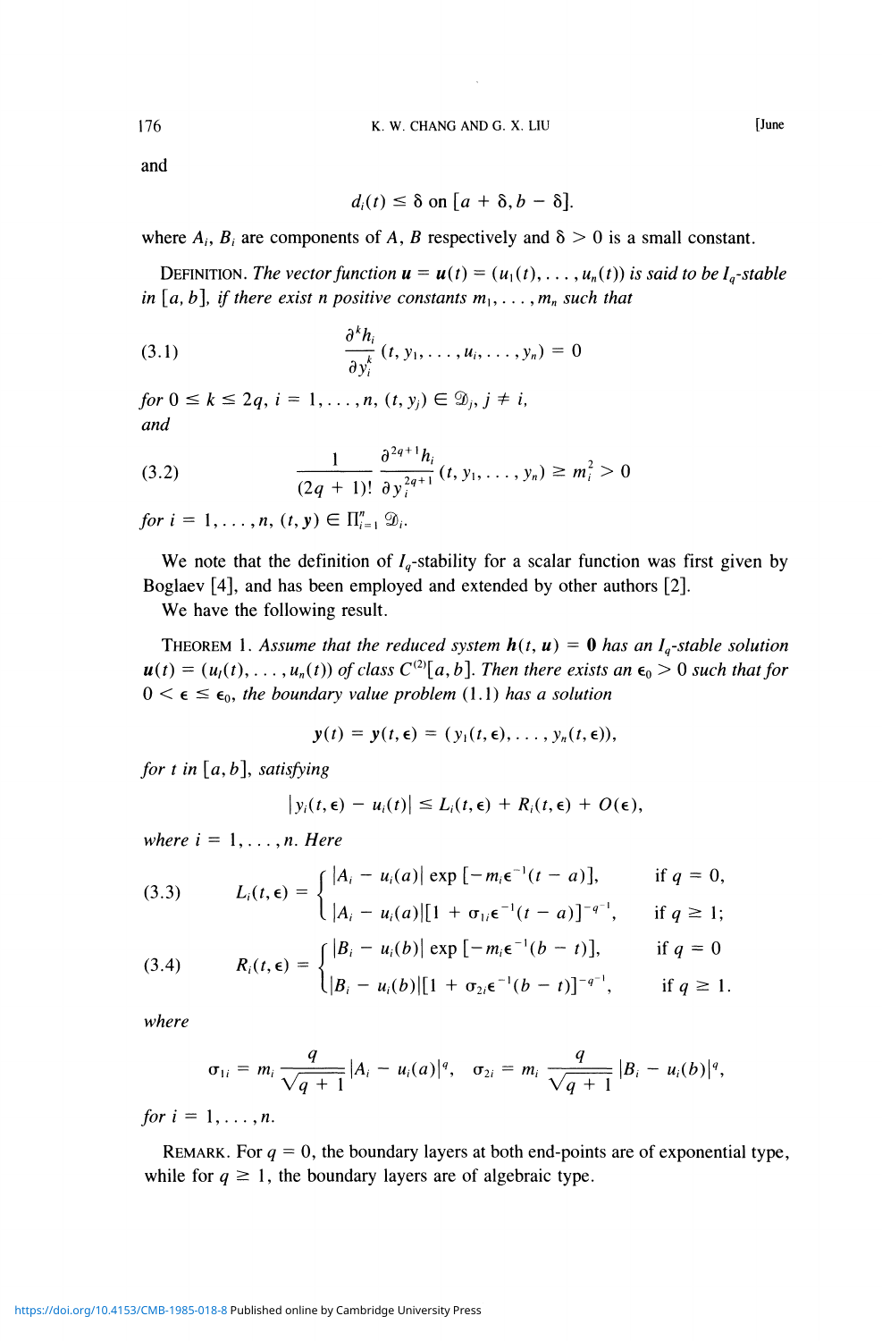and

$$d_i(t) \leq \delta \text{ on } [a + \delta, b - \delta].$$

where $A_i$, $B_i$ are components of $A$, $B$ respectively and $\delta > 0$ is a small constant.

DEFINITION. *The vector function $\boldsymbol{u} = \boldsymbol{u}(t) = (u_1(t), \ldots, u_n(t))$ is said to be $I_q$-stable in $[a, b]$, if there exist $n$ positive constants $m_1, \ldots, m_n$ such that*

$$\frac{\partial^k h_i}{\partial y_i^k}(t, y_1, \ldots, u_i, \ldots, y_n) = 0 \tag{3.1}$$

*for $0 \leq k \leq 2q$, $i = 1, \ldots, n$, $(t, y_j) \in \mathscr{D}_j$, $j \neq i$,*
*and*

$$\frac{1}{(2q+1)!} \frac{\partial^{2q+1} h_i}{\partial y_i^{2q+1}}(t, y_1, \ldots, y_n) \geq m_i^2 > 0 \tag{3.2}$$

*for $i = 1, \ldots, n$, $(t, \boldsymbol{y}) \in \Pi_{i=1}^n \mathscr{D}_i$.*

We note that the definition of $I_q$-stability for a scalar function was first given by Boglaev [4], and has been employed and extended by other authors [2].

We have the following result.

THEOREM 1. *Assume that the reduced system $\boldsymbol{h}(t, \boldsymbol{u}) = \boldsymbol{0}$ has an $I_q$-stable solution $\boldsymbol{u}(t) = (u_1(t), \ldots, u_n(t))$ of class $C^{(2)}[a, b]$. Then there exists an $\epsilon_0 > 0$ such that for $0 < \epsilon \leq \epsilon_0$, the boundary value problem (1.1) has a solution*

$$\boldsymbol{y}(t) = \boldsymbol{y}(t, \epsilon) = (y_1(t, \epsilon), \ldots, y_n(t, \epsilon)),$$

*for $t$ in $[a, b]$, satisfying*

$$|y_i(t, \epsilon) - u_i(t)| \leq L_i(t, \epsilon) + R_i(t, \epsilon) + O(\epsilon),$$

*where $i = 1, \ldots, n$. Here*

$$L_i(t, \epsilon) = \begin{cases} |A_i - u_i(a)| \exp[-m_i \epsilon^{-1}(t - a)], & \text{if } q = 0, \\ |A_i - u_i(a)|[1 + \sigma_{1i}\epsilon^{-1}(t - a)]^{-q^{-1}}, & \text{if } q \geq 1; \end{cases} \tag{3.3}$$

$$R_i(t, \epsilon) = \begin{cases} |B_i - u_i(b)| \exp[-m_i \epsilon^{-1}(b - t)], & \text{if } q = 0 \\ |B_i - u_i(b)|[1 + \sigma_{2i}\epsilon^{-1}(b - t)]^{-q^{-1}}, & \text{if } q \geq 1. \end{cases} \tag{3.4}$$

*where*

$$\sigma_{1i} = m_i \frac{q}{\sqrt{q+1}} |A_i - u_i(a)|^q, \quad \sigma_{2i} = m_i \frac{q}{\sqrt{q+1}} |B_i - u_i(b)|^q,$$

*for $i = 1, \ldots, n$.*

REMARK. For $q = 0$, the boundary layers at both end-points are of exponential type, while for $q \geq 1$, the boundary layers are of algebraic type.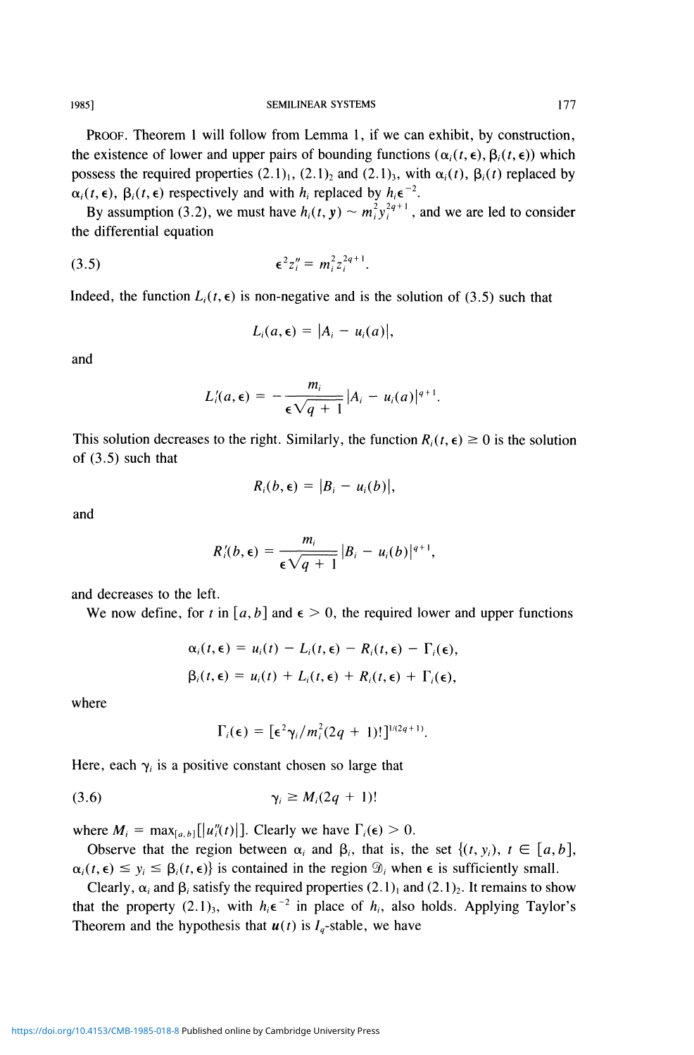PROOF. Theorem 1 will follow from Lemma 1, if we can exhibit, by construction, the existence of lower and upper pairs of bounding functions $(\alpha_i(t, \epsilon), \beta_i(t, \epsilon))$ which possess the required properties $(2.1)_1$, $(2.1)_2$ and $(2.1)_3$, with $\alpha_i(t)$, $\beta_i(t)$ replaced by $\alpha_i(t, \epsilon)$, $\beta_i(t, \epsilon)$ respectively and with $h_i$ replaced by $h_i\epsilon^{-2}$.

By assumption (3.2), we must have $h_i(t, \mathbf{y}) \sim m_i^2 y_i^{2q+1}$, and we are led to consider the differential equation

$$\epsilon^2 z_i'' = m_i^2 z_i^{2q+1}. \tag{3.5}$$

Indeed, the function $L_i(t, \epsilon)$ is non-negative and is the solution of (3.5) such that

$$L_i(a, \epsilon) = |A_i - u_i(a)|,$$

and

$$L_i'(a, \epsilon) = -\frac{m_i}{\epsilon\sqrt{q+1}}|A_i - u_i(a)|^{q+1}.$$

This solution decreases to the right. Similarly, the function $R_i(t, \epsilon) \geq 0$ is the solution of (3.5) such that

$$R_i(b, \epsilon) = |B_i - u_i(b)|,$$

and

$$R_i'(b, \epsilon) = \frac{m_i}{\epsilon\sqrt{q+1}}|B_i - u_i(b)|^{q+1},$$

and decreases to the left.

We now define, for $t$ in $[a, b]$ and $\epsilon > 0$, the required lower and upper functions

$$\alpha_i(t, \epsilon) = u_i(t) - L_i(t, \epsilon) - R_i(t, \epsilon) - \Gamma_i(\epsilon),$$

$$\beta_i(t, \epsilon) = u_i(t) + L_i(t, \epsilon) + R_i(t, \epsilon) + \Gamma_i(\epsilon),$$

where

$$\Gamma_i(\epsilon) = [\epsilon^2\gamma_i/m_i^2(2q+1)!]^{1/(2q+1)}.$$

Here, each $\gamma_i$ is a positive constant chosen so large that

$$\gamma_i \geq M_i(2q+1)! \tag{3.6}$$

where $M_i = \max_{[a,b]}[|u_i''(t)|]$. Clearly we have $\Gamma_i(\epsilon) > 0$.

Observe that the region between $\alpha_i$ and $\beta_i$, that is, the set $\{(t, y_i),\ t \in [a, b],\ \alpha_i(t, \epsilon) \leq y_i \leq \beta_i(t, \epsilon)\}$ is contained in the region $\mathcal{D}_i$ when $\epsilon$ is sufficiently small.

Clearly, $\alpha_i$ and $\beta_i$ satisfy the required properties $(2.1)_1$ and $(2.1)_2$. It remains to show that the property $(2.1)_3$, with $h_i\epsilon^{-2}$ in place of $h_i$, also holds. Applying Taylor's Theorem and the hypothesis that $\mathbf{u}(t)$ is $I_q$-stable, we have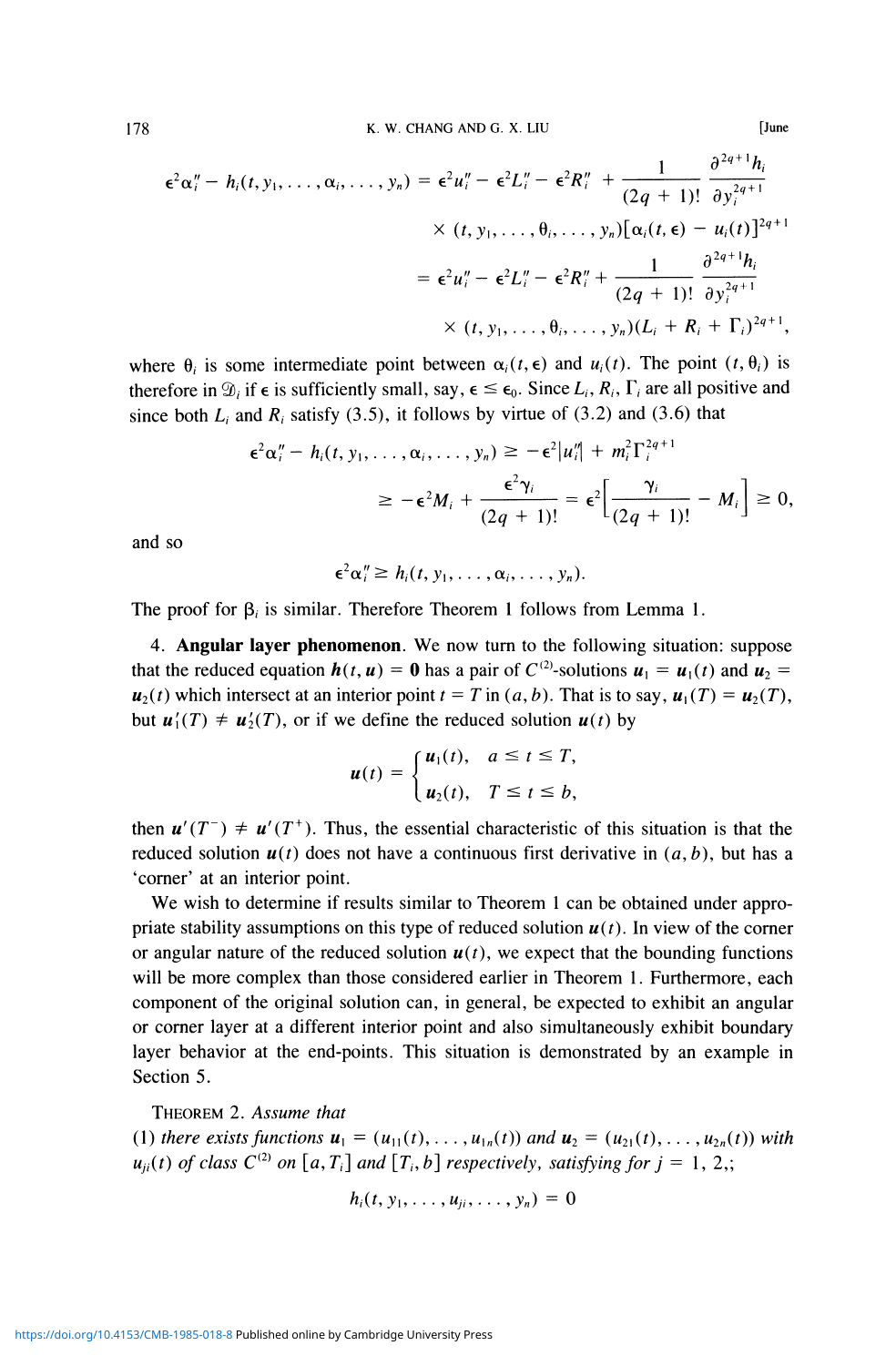$$
\begin{aligned}
\epsilon^2 \alpha_i'' - h_i(t, y_1, \ldots, \alpha_i, \ldots, y_n) &= \epsilon^2 u_i'' - \epsilon^2 L_i'' - \epsilon^2 R_i'' + \frac{1}{(2q+1)!} \frac{\partial^{2q+1} h_i}{\partial y_i^{2q+1}} \\
&\quad \times (t, y_1, \ldots, \theta_i, \ldots, y_n)[\alpha_i(t, \epsilon) - u_i(t)]^{2q+1} \\
&= \epsilon^2 u_i'' - \epsilon^2 L_i'' - \epsilon^2 R_i'' + \frac{1}{(2q+1)!} \frac{\partial^{2q+1} h_i}{\partial y_i^{2q+1}} \\
&\quad \times (t, y_1, \ldots, \theta_i, \ldots, y_n)(L_i + R_i + \Gamma_i)^{2q+1},
\end{aligned}
$$

where $\theta_i$ is some intermediate point between $\alpha_i(t, \epsilon)$ and $u_i(t)$. The point $(t, \theta_i)$ is therefore in $\mathfrak{D}_i$ if $\epsilon$ is sufficiently small, say, $\epsilon \le \epsilon_0$. Since $L_i$, $R_i$, $\Gamma_i$ are all positive and since both $L_i$ and $R_i$ satisfy (3.5), it follows by virtue of (3.2) and (3.6) that

$$
\begin{aligned}
\epsilon^2 \alpha_i'' - h_i(t, y_1, \ldots, \alpha_i, \ldots, y_n) &\ge -\epsilon^2 |u_i''| + m_i^2 \Gamma_i^{2q+1} \\
&\ge -\epsilon^2 M_i + \frac{\epsilon^2 \gamma_i}{(2q+1)!} = \epsilon^2 \left[ \frac{\gamma_i}{(2q+1)!} - M_i \right] \ge 0,
\end{aligned}
$$

and so

$$
\epsilon^2 \alpha_i'' \ge h_i(t, y_1, \ldots, \alpha_i, \ldots, y_n).
$$

The proof for $\beta_i$ is similar. Therefore Theorem 1 follows from Lemma 1.

4. **Angular layer phenomenon**. We now turn to the following situation: suppose that the reduced equation $\boldsymbol{h}(t, \boldsymbol{u}) = \boldsymbol{0}$ has a pair of $C^{(2)}$-solutions $\boldsymbol{u}_1 = \boldsymbol{u}_1(t)$ and $\boldsymbol{u}_2 = \boldsymbol{u}_2(t)$ which intersect at an interior point $t = T$ in $(a, b)$. That is to say, $\boldsymbol{u}_1(T) = \boldsymbol{u}_2(T)$, but $\boldsymbol{u}_1'(T) \ne \boldsymbol{u}_2'(T)$, or if we define the reduced solution $\boldsymbol{u}(t)$ by

$$
\boldsymbol{u}(t) = \begin{cases} \boldsymbol{u}_1(t), & a \le t \le T, \\ \boldsymbol{u}_2(t), & T \le t \le b, \end{cases}
$$

then $\boldsymbol{u}'(T^-) \ne \boldsymbol{u}'(T^+)$. Thus, the essential characteristic of this situation is that the reduced solution $\boldsymbol{u}(t)$ does not have a continuous first derivative in $(a, b)$, but has a 'corner' at an interior point.

We wish to determine if results similar to Theorem 1 can be obtained under appropriate stability assumptions on this type of reduced solution $\boldsymbol{u}(t)$. In view of the corner or angular nature of the reduced solution $\boldsymbol{u}(t)$, we expect that the bounding functions will be more complex than those considered earlier in Theorem 1. Furthermore, each component of the original solution can, in general, be expected to exhibit an angular or corner layer at a different interior point and also simultaneously exhibit boundary layer behavior at the end-points. This situation is demonstrated by an example in Section 5.

THEOREM 2. *Assume that*
(1) *there exists functions* $\boldsymbol{u}_1 = (u_{11}(t), \ldots, u_{1n}(t))$ *and* $\boldsymbol{u}_2 = (u_{21}(t), \ldots, u_{2n}(t))$ *with* $u_{ji}(t)$ *of class* $C^{(2)}$ *on* $[a, T_i]$ *and* $[T_i, b]$ *respectively, satisfying for* $j = 1, 2$,;

$$
h_i(t, y_1, \ldots, u_{ji}, \ldots, y_n) = 0
$$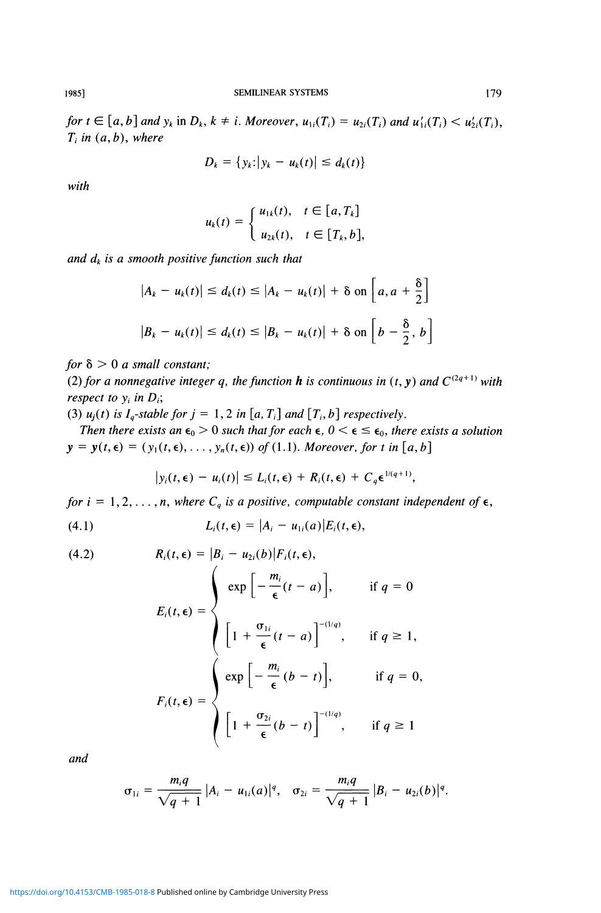*for $t \in [a, b]$ and $y_k$ in $D_k$, $k \neq i$. Moreover, $u_{1i}(T_i) = u_{2i}(T_i)$ and $u'_{1i}(T_i) < u'_{2i}(T_i)$, $T_i$ in $(a, b)$, where*

$$D_k = \{y_k : |y_k - u_k(t)| \leq d_k(t)\}$$

*with*

$$u_k(t) = \begin{cases} u_{1k}(t), & t \in [a, T_k] \\ u_{2k}(t), & t \in [T_k, b], \end{cases}$$

*and $d_k$ is a smooth positive function such that*

$$|A_k - u_k(t)| \leq d_k(t) \leq |A_k - u_k(t)| + \delta \text{ on } \left[a, a + \frac{\delta}{2}\right]$$

$$|B_k - u_k(t)| \leq d_k(t) \leq |B_k - u_k(t)| + \delta \text{ on } \left[b - \frac{\delta}{2}, b\right]$$

*for $\delta > 0$ a small constant;*

*(2) for a nonnegative integer $q$, the function $\mathbf{h}$ is continuous in $(t, \mathbf{y})$ and $C^{(2q+1)}$ with respect to $y_i$ in $D_i$;*

*(3) $u_j(t)$ is $I_q$-stable for $j = 1, 2$ in $[a, T_i]$ and $[T_i, b]$ respectively.*

*Then there exists an $\epsilon_0 > 0$ such that for each $\epsilon$, $0 < \epsilon \leq \epsilon_0$, there exists a solution $\mathbf{y} = \mathbf{y}(t, \epsilon) = (y_1(t, \epsilon), \ldots, y_n(t, \epsilon))$ of (1.1). Moreover, for $t$ in $[a, b]$*

$$|y_i(t, \epsilon) - u_i(t)| \leq L_i(t, \epsilon) + R_i(t, \epsilon) + C_q \epsilon^{1/(q+1)},$$

*for $i = 1, 2, \ldots, n$, where $C_q$ is a positive, computable constant independent of $\epsilon$,*

$$L_i(t, \epsilon) = |A_i - u_{1i}(a)| E_i(t, \epsilon), \tag{4.1}$$

$$R_i(t, \epsilon) = |B_i - u_{2i}(b)| F_i(t, \epsilon), \tag{4.2}$$

$$E_i(t, \epsilon) = \begin{cases} \exp\left[-\dfrac{m_i}{\epsilon}(t - a)\right], & \text{if } q = 0 \\[2ex] \left[1 + \dfrac{\sigma_{1i}}{\epsilon}(t - a)\right]^{-(1/q)}, & \text{if } q \geq 1, \end{cases}$$

$$F_i(t, \epsilon) = \begin{cases} \exp\left[-\dfrac{m_i}{\epsilon}(b - t)\right], & \text{if } q = 0, \\[2ex] \left[1 + \dfrac{\sigma_{2i}}{\epsilon}(b - t)\right]^{-(1/q)}, & \text{if } q \geq 1 \end{cases}$$

*and*

$$\sigma_{1i} = \frac{m_i q}{\sqrt{q+1}} |A_i - u_{1i}(a)|^q, \quad \sigma_{2i} = \frac{m_i q}{\sqrt{q+1}} |B_i - u_{2i}(b)|^q.$$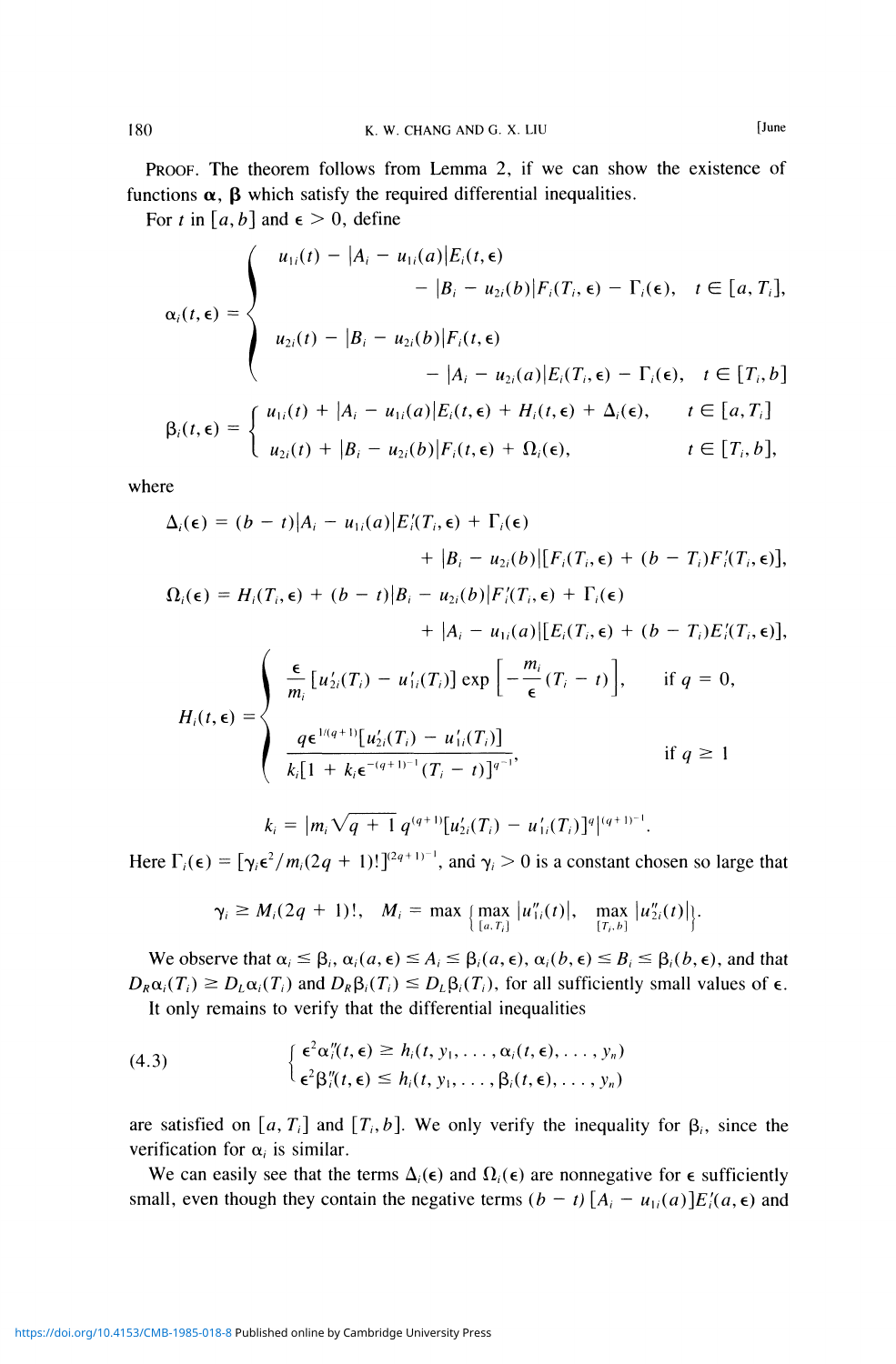PROOF. The theorem follows from Lemma 2, if we can show the existence of functions $\boldsymbol{\alpha}$, $\boldsymbol{\beta}$ which satisfy the required differential inequalities.

For $t$ in $[a, b]$ and $\epsilon > 0$, define

$$\alpha_i(t, \epsilon) = \begin{cases} u_{1i}(t) - |A_i - u_{1i}(a)|E_i(t, \epsilon) \\ \qquad\qquad - |B_i - u_{2i}(b)|F_i(T_i, \epsilon) - \Gamma_i(\epsilon), & t \in [a, T_i], \\ u_{2i}(t) - |B_i - u_{2i}(b)|F_i(t, \epsilon) \\ \qquad\qquad - |A_i - u_{2i}(a)|E_i(T_i, \epsilon) - \Gamma_i(\epsilon), & t \in [T_i, b] \end{cases}$$

$$\beta_i(t, \epsilon) = \begin{cases} u_{1i}(t) + |A_i - u_{1i}(a)|E_i(t, \epsilon) + H_i(t, \epsilon) + \Delta_i(\epsilon), & t \in [a, T_i] \\ u_{2i}(t) + |B_i - u_{2i}(b)|F_i(t, \epsilon) + \Omega_i(\epsilon), & t \in [T_i, b], \end{cases}$$

where

$$\Delta_i(\epsilon) = (b - t)|A_i - u_{1i}(a)|E_i'(T_i, \epsilon) + \Gamma_i(\epsilon) + |B_i - u_{2i}(b)|[F_i(T_i, \epsilon) + (b - T_i)F_i'(T_i, \epsilon)],$$

$$\Omega_i(\epsilon) = H_i(T_i, \epsilon) + (b - t)|B_i - u_{2i}(b)|F_i'(T_i, \epsilon) + \Gamma_i(\epsilon) + |A_i - u_{1i}(a)|[E_i(T_i, \epsilon) + (b - T_i)E_i'(T_i, \epsilon)],$$

$$H_i(t, \epsilon) = \begin{cases} \dfrac{\epsilon}{m_i}[u_{2i}'(T_i) - u_{1i}'(T_i)] \exp\left[-\dfrac{m_i}{\epsilon}(T_i - t)\right], & \text{if } q = 0, \\[2ex] \dfrac{q\epsilon^{1/(q+1)}[u_{2i}'(T_i) - u_{1i}'(T_i)]}{k_i[1 + k_i\epsilon^{-(q+1)^{-1}}(T_i - t)]^{q^{-1}}}, & \text{if } q \geq 1 \end{cases}$$

$$k_i = |m_i\sqrt{q + 1}\, q^{(q+1)}[u_{2i}'(T_i) - u_{1i}'(T_i)]^q|^{(q+1)^{-1}}.$$

Here $\Gamma_i(\epsilon) = [\gamma_i\epsilon^2/m_i(2q + 1)!]^{(2q+1)^{-1}}$, and $\gamma_i > 0$ is a constant chosen so large that

$$\gamma_i \geq M_i(2q + 1)!, \quad M_i = \max\left\{\max_{[a, T_i]}|u_{1i}''(t)|, \quad \max_{[T_i, b]}|u_{2i}''(t)|\right\}.$$

We observe that $\alpha_i \leq \beta_i$, $\alpha_i(a, \epsilon) \leq A_i \leq \beta_i(a, \epsilon)$, $\alpha_i(b, \epsilon) \leq B_i \leq \beta_i(b, \epsilon)$, and that $D_R\alpha_i(T_i) \geq D_L\alpha_i(T_i)$ and $D_R\beta_i(T_i) \leq D_L\beta_i(T_i)$, for all sufficiently small values of $\epsilon$.

It only remains to verify that the differential inequalities

$$(4.3) \qquad \begin{cases} \epsilon^2\alpha_i''(t, \epsilon) \geq h_i(t, y_1, \ldots, \alpha_i(t, \epsilon), \ldots, y_n) \\ \epsilon^2\beta_i''(t, \epsilon) \leq h_i(t, y_1, \ldots, \beta_i(t, \epsilon), \ldots, y_n) \end{cases}$$

are satisfied on $[a, T_i]$ and $[T_i, b]$. We only verify the inequality for $\beta_i$, since the verification for $\alpha_i$ is similar.

We can easily see that the terms $\Delta_i(\epsilon)$ and $\Omega_i(\epsilon)$ are nonnegative for $\epsilon$ sufficiently small, even though they contain the negative terms $(b - t)[A_i - u_{1i}(a)]E_i'(a, \epsilon)$ and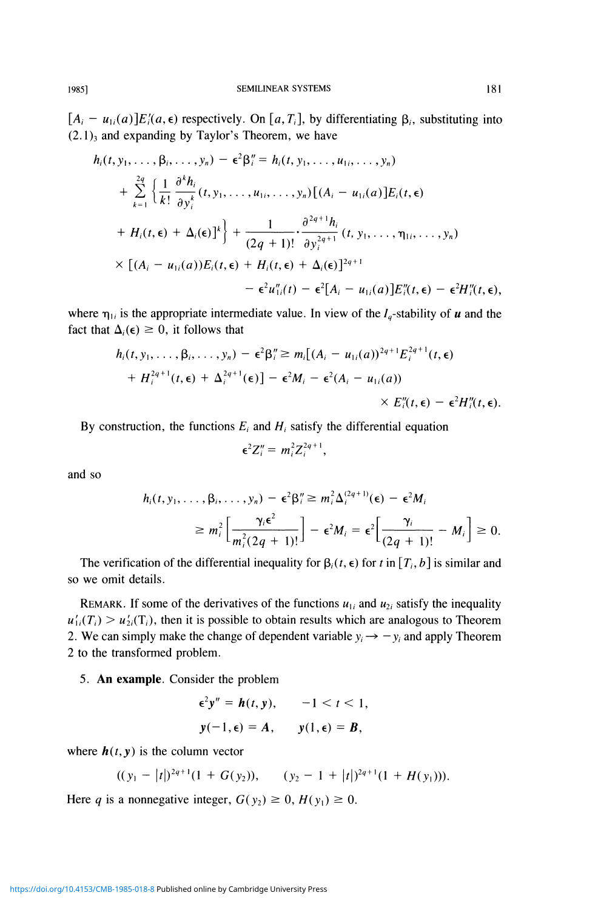$[A_i - u_{1i}(a)]E_i'(a, \epsilon)$ respectively. On $[a, T_i]$, by differentiating $\beta_i$, substituting into $(2.1)_3$ and expanding by Taylor's Theorem, we have

$$
\begin{aligned}
h_i(t, y_1, \ldots, \beta_i, \ldots, y_n) - \epsilon^2\beta_i'' &= h_i(t, y_1, \ldots, u_{1i}, \ldots, y_n) \\
&+ \sum_{k=1}^{2q} \left\{ \frac{1}{k!} \frac{\partial^k h_i}{\partial y_i^k}(t, y_1, \ldots, u_{1i}, \ldots, y_n)[(A_i - u_{1i}(a)]E_i(t, \epsilon) \right. \\
&\left. + H_i(t, \epsilon) + \Delta_i(\epsilon)]^k \right\} + \frac{1}{(2q+1)!} \cdot \frac{\partial^{2q+1} h_i}{\partial y_i^{2q+1}}(t, y_1, \ldots, \eta_{1i}, \ldots, y_n) \\
&\times [(A_i - u_{1i}(a))E_i(t, \epsilon) + H_i(t, \epsilon) + \Delta_i(\epsilon)]^{2q+1} \\
&\qquad - \epsilon^2 u_{1i}''(t) - \epsilon^2[A_i - u_{1i}(a)]E_i''(t, \epsilon) - \epsilon^2 H_i''(t, \epsilon),
\end{aligned}
$$

where $\eta_{1i}$ is the appropriate intermediate value. In view of the $I_q$-stability of $\boldsymbol{u}$ and the fact that $\Delta_i(\epsilon) \geq 0$, it follows that

$$
\begin{aligned}
h_i(t, y_1, \ldots, \beta_i, \ldots, y_n) - \epsilon^2\beta_i'' &\geq m_i[(A_i - u_{1i}(a))^{2q+1}E_i^{2q+1}(t, \epsilon) \\
&+ H_i^{2q+1}(t, \epsilon) + \Delta_i^{2q+1}(\epsilon)] - \epsilon^2 M_i - \epsilon^2(A_i - u_{1i}(a)) \\
&\qquad \times E_i''(t, \epsilon) - \epsilon^2 H_i''(t, \epsilon).
\end{aligned}
$$

By construction, the functions $E_i$ and $H_i$ satisfy the differential equation

$$\epsilon^2 Z_i'' = m_i^2 Z_i^{2q+1},$$

and so

$$
\begin{aligned}
h_i(t, y_1, \ldots, \beta_i, \ldots, y_n) - \epsilon^2\beta_i'' &\geq m_i^2 \Delta_i^{(2q+1)}(\epsilon) - \epsilon^2 M_i \\
&\geq m_i^2\left[\frac{\gamma_i \epsilon^2}{m_i^2(2q+1)!}\right] - \epsilon^2 M_i = \epsilon^2\left[\frac{\gamma_i}{(2q+1)!} - M_i\right] \geq 0.
\end{aligned}
$$

The verification of the differential inequality for $\beta_i(t, \epsilon)$ for $t$ in $[T_i, b]$ is similar and so we omit details.

REMARK. If some of the derivatives of the functions $u_{1i}$ and $u_{2i}$ satisfy the inequality $u_{1i}'(T_i) > u_{2i}'(T_i)$, then it is possible to obtain results which are analogous to Theorem 2. We can simply make the change of dependent variable $y_i \to -y_i$ and apply Theorem 2 to the transformed problem.

5. **An example**. Consider the problem

$$\epsilon^2 \boldsymbol{y}'' = \boldsymbol{h}(t, \boldsymbol{y}), \qquad -1 < t < 1,$$

$$\boldsymbol{y}(-1, \epsilon) = \boldsymbol{A}, \qquad \boldsymbol{y}(1, \epsilon) = \boldsymbol{B},$$

where $\boldsymbol{h}(t, \boldsymbol{y})$ is the column vector

$$((y_1 - |t|)^{2q+1}(1 + G(y_2)), \qquad (y_2 - 1 + |t|)^{2q+1}(1 + H(y_1))).$$

Here $q$ is a nonnegative integer, $G(y_2) \geq 0$, $H(y_1) \geq 0$.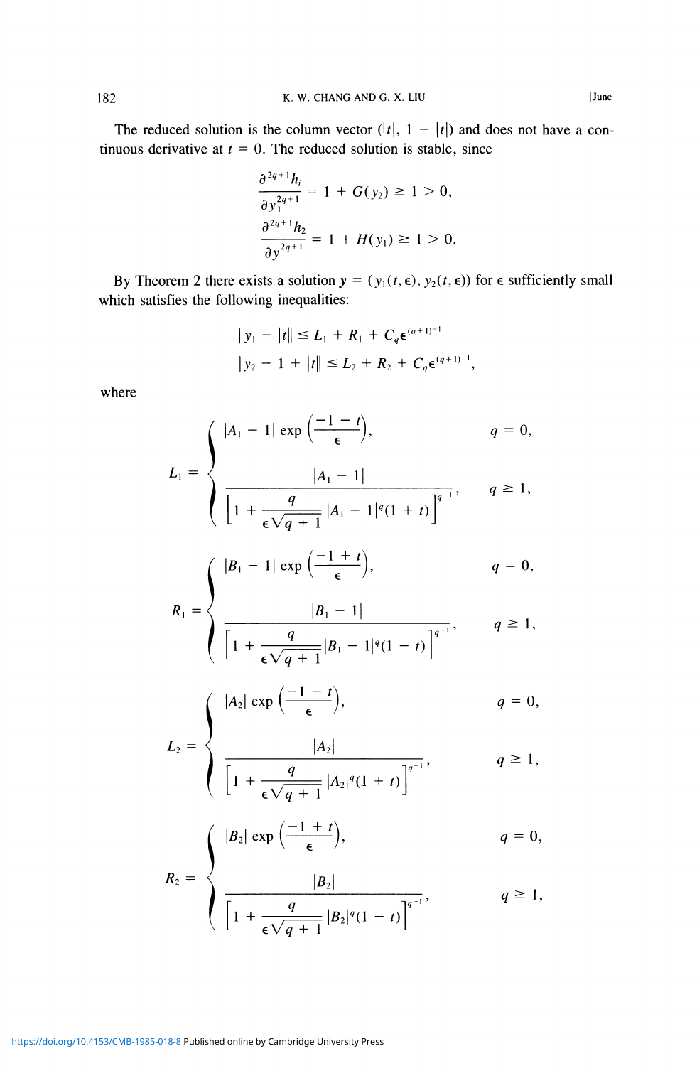The reduced solution is the column vector $(|t|, 1 - |t|)$ and does not have a continuous derivative at $t = 0$. The reduced solution is stable, since

$$\frac{\partial^{2q+1} h_i}{\partial y_1^{2q+1}} = 1 + G(y_2) \geq 1 > 0,$$

$$\frac{\partial^{2q+1} h_2}{\partial y^{2q+1}} = 1 + H(y_1) \geq 1 > 0.$$

By Theorem 2 there exists a solution $\mathbf{y} = (y_1(t, \epsilon), y_2(t, \epsilon))$ for $\epsilon$ sufficiently small which satisfies the following inequalities:

$$|y_1 - |t|| \leq L_1 + R_1 + C_q \epsilon^{(q+1)^{-1}}$$

$$|y_2 - 1 + |t|| \leq L_2 + R_2 + C_q \epsilon^{(q+1)^{-1}},$$

where

$$L_1 = \begin{cases} |A_1 - 1| \exp\left(\dfrac{-1 - t}{\epsilon}\right), & q = 0, \\[2ex] \dfrac{|A_1 - 1|}{\left[1 + \dfrac{q}{\epsilon\sqrt{q+1}} |A_1 - 1|^q (1 + t)\right]^{q^{-1}}}, & q \geq 1, \end{cases}$$

$$R_1 = \begin{cases} |B_1 - 1| \exp\left(\dfrac{-1 + t}{\epsilon}\right), & q = 0, \\[2ex] \dfrac{|B_1 - 1|}{\left[1 + \dfrac{q}{\epsilon\sqrt{q+1}} |B_1 - 1|^q (1 - t)\right]^{q^{-1}}}, & q \geq 1, \end{cases}$$

$$L_2 = \begin{cases} |A_2| \exp\left(\dfrac{-1 - t}{\epsilon}\right), & q = 0, \\[2ex] \dfrac{|A_2|}{\left[1 + \dfrac{q}{\epsilon\sqrt{q+1}} |A_2|^q (1 + t)\right]^{q^{-1}}}, & q \geq 1, \end{cases}$$

$$R_2 = \begin{cases} |B_2| \exp\left(\dfrac{-1 + t}{\epsilon}\right), & q = 0, \\[2ex] \dfrac{|B_2|}{\left[1 + \dfrac{q}{\epsilon\sqrt{q+1}} |B_2|^q (1 - t)\right]^{q^{-1}}}, & q \geq 1, \end{cases}$$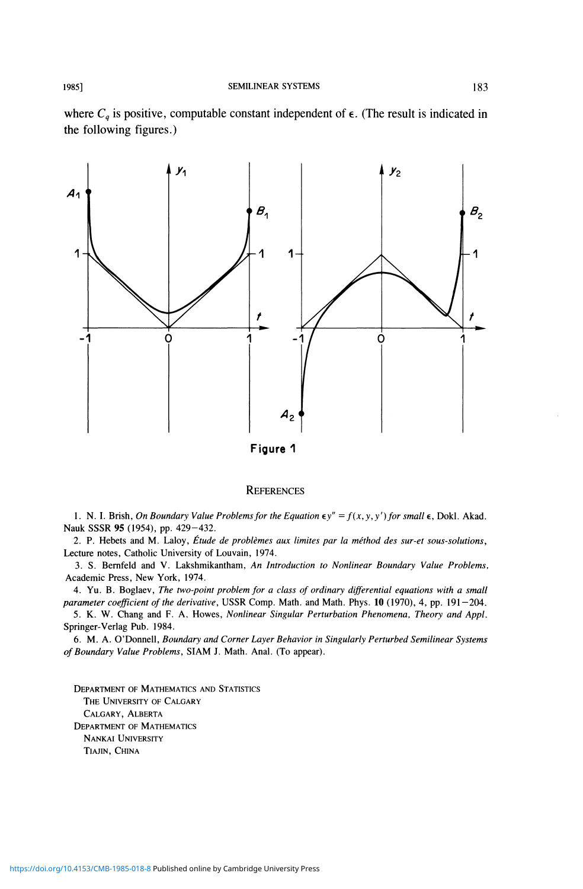where $C_q$ is positive, computable constant independent of $\epsilon$. (The result is indicated in the following figures.)

$y_1$

$A_1$

$B_1$

1

1

$t$

-1

0

1

$y_2$

$B_2$

1

1

$t$

-1

0

1

$A_2$

**Figure 1**

## REFERENCES

1. N. I. Brish, *On Boundary Value Problems for the Equation* $\epsilon y'' = f(x, y, y')$ *for small* $\epsilon$, Dokl. Akad. Nauk SSSR **95** (1954), pp. 429–432.

2. P. Hebets and M. Laloy, *Étude de problèmes aux limites par la méthod des sur-et sous-solutions*, Lecture notes, Catholic University of Louvain, 1974.

3. S. Bernfeld and V. Lakshmikantham, *An Introduction to Nonlinear Boundary Value Problems*, Academic Press, New York, 1974.

4. Yu. B. Boglaev, *The two-point problem for a class of ordinary differential equations with a small parameter coefficient of the derivative*, USSR Comp. Math. and Math. Phys. **10** (1970), 4, pp. 191–204.

5. K. W. Chang and F. A. Howes, *Nonlinear Singular Perturbation Phenomena, Theory and Appl.* Springer-Verlag Pub. 1984.

6. M. A. O'Donnell, *Boundary and Corner Layer Behavior in Singularly Perturbed Semilinear Systems of Boundary Value Problems*, SIAM J. Math. Anal. (To appear).

DEPARTMENT OF MATHEMATICS AND STATISTICS
THE UNIVERSITY OF CALGARY
CALGARY, ALBERTA

DEPARTMENT OF MATHEMATICS
NANKAI UNIVERSITY
TIAJIN, CHINA